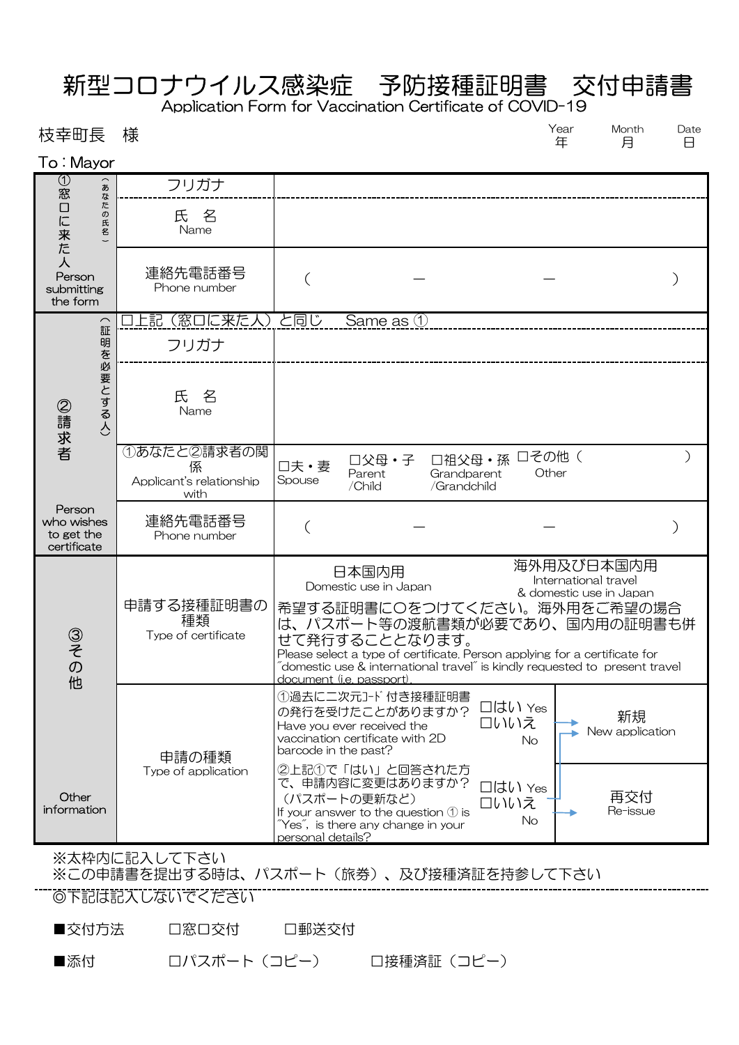# 新型コロナウイルス感染症　予防接種証明書　交付申請書

Application Form for Vaccination Certificate of COVID-19

枝幸町長　様

To：Mayor

Year 年　　Month 月　　Date 日

| | | |
|---|---|---|
| ①窓口に来た人（あなたの氏名）Person submitting the form | フリガナ | |
| | 氏　名 Name | |
| | 連絡先電話番号 Phone number | （　　　－　　　－　　　） |
| ②請求者（証明を必要とする人）Person who wishes to get the certificate | □上記（窓口に来た人）と同じ　Same as ① | |
| | フリガナ | |
| | 氏　名 Name | |
| | ①あなたと②請求者の関係 Applicant's relationship with | □夫・妻 Spouse　□父母・子 Parent /Child　□祖父母・孫 Grandparent /Grandchild　□その他（　　　）Other |
| | 連絡先電話番号 Phone number | （　　　－　　　－　　　） |
| ③その他 Other information | 申請する接種証明書の種類 Type of certificate | 日本国内用 Domestic use in Japan　　海外用及び日本国内用 International travel & domestic use in Japan<br>希望する証明書に〇をつけてください。海外用をご希望の場合は、パスポート等の渡航書類が必要であり、国内用の証明書も併せて発行することとなります。<br>Please select a type of certificate. Person applying for a certificate for "domestic use & international travel" is kindly requested to present travel document (i.e. passport). |
| | 申請の種類 Type of application | ①過去に二次元ｺｰﾄﾞ付き接種証明書の発行を受けたことがありますか？ Have you ever received the vaccination certificate with 2D barcode in the past?　□はい Yes　□いいえ No → 新規 New application<br>②上記①で「はい」と回答された方で、申請内容に変更はありますか？（パスポートの更新など） If your answer to the question ① is "Yes", is there any change in your personal details?　□はい Yes → 新規 New application　□いいえ No → 再交付 Re-issue |

※太枠内に記入して下さい

※この申請書を提出する時は、パスポート（旅券）、及び接種済証を持参して下さい

◎下記は記入しないでください

■交付方法　　□窓口交付　　□郵送交付

■添付　　□パスポート（コピー）　　□接種済証（コピー）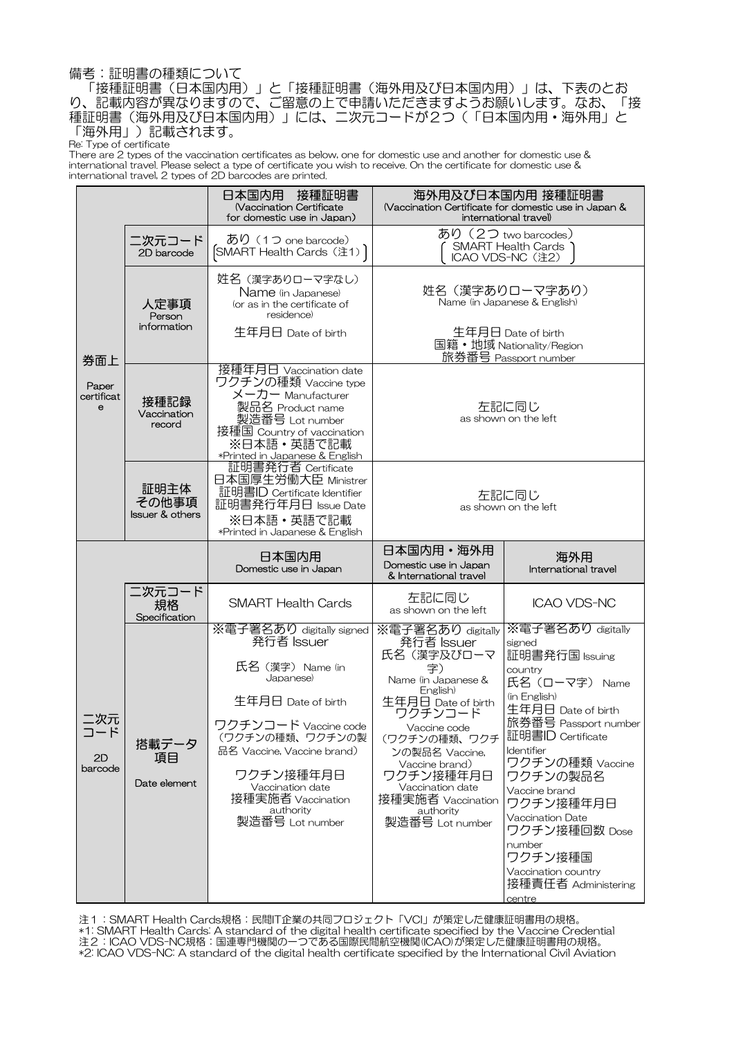備考：証明書の種類について

「接種証明書（日本国内用）」と「接種証明書（海外用及び日本国内用）」は、下表のとおり、記載内容が異なりますので、ご留意の上で申請いただきますようお願いします。なお、「接種証明書（海外用及び日本国内用）」には、二次元コードが2つ（「日本国内用・海外用」と「海外用」）記載されます。

Re: Type of certificate
There are 2 types of the vaccination certificates as below, one for domestic use and another for domestic use & international travel. Please select a type of certificate you wish to receive. On the certificate for domestic use & international travel, 2 types of 2D barcodes are printed.

| | | 日本国内用　接種証明書 (Vaccination Certificate for domestic use in Japan) | 海外用及び日本国内用 接種証明書 (Vaccination Certificate for domestic use in Japan & international travel) | |
|---|---|---|---|---|
| 券面上 Paper certificate | 二次元コード 2D barcode | あり（1つ one barcode）[SMART Health Cards（注1）] | あり（2つ two barcodes）（SMART Health Cards / ICAO VDS-NC（注2）） | |
| | 人定事項 Person information | 姓名（漢字ありローマ字なし） Name (in Japanese) (or as in the certificate of residence)<br>生年月日 Date of birth | 姓名（漢字ありローマ字あり） Name (in Japanese & English)<br>生年月日 Date of birth<br>国籍・地域 Nationality/Region<br>旅券番号 Passport number | |
| | 接種記録 Vaccination record | 接種年月日 Vaccination date<br>ワクチンの種類 Vaccine type<br>メーカー Manufacturer<br>製品名 Product name<br>製造番号 Lot number<br>接種国 Country of vaccination<br>※日本語・英語で記載 *Printed in Japanese & English | 左記に同じ as shown on the left | |
| | 証明主体その他事項 Issuer & others | 証明書発行者 Certificate 日本国厚生労働大臣 Ministrer<br>証明書ID Certificate Identifier<br>証明書発行年月日 Issue Date<br>※日本語・英語で記載 *Printed in Japanese & English | 左記に同じ as shown on the left | |
| 二次元コード 2D barcode | | 日本国内用 Domestic use in Japan | 日本国内用・海外用 Domestic use in Japan & International travel | 海外用 International travel |
| | 二次元コード規格 Specification | SMART Health Cards | 左記に同じ as shown on the left | ICAO VDS-NC |
| | 搭載データ項目 Date element | ※電子署名あり digitally signed<br>発行者 Issuer<br>氏名（漢字） Name (in Japanese)<br>生年月日 Date of birth<br>ワクチンコード Vaccine code（ワクチンの種類、ワクチンの製品名 Vaccine, Vaccine brand）<br>ワクチン接種年月日 Vaccination date<br>接種実施者 Vaccination authority<br>製造番号 Lot number | ※電子署名あり digitally signed<br>発行者 Issuer<br>氏名（漢字及びローマ字） Name (in Japanese & English)<br>生年月日 Date of birth<br>ワクチンコード Vaccine code（ワクチンの種類、ワクチンの製品名 Vaccine, Vaccine brand）<br>ワクチン接種年月日 Vaccination date<br>接種実施者 Vaccination authority<br>製造番号 Lot number | ※電子署名あり digitally signed<br>証明書発行国 Issuing country<br>氏名（ローマ字） Name (in English)<br>生年月日 Date of birth<br>旅券番号 Passport number<br>証明書ID Certificate Identifier<br>ワクチンの種類 Vaccine<br>ワクチンの製品名 Vaccine brand<br>ワクチン接種年月日 Vaccination Date<br>ワクチン接種回数 Dose number<br>ワクチン接種国 Vaccination country<br>接種責任者 Administering centre |

注1：SMART Health Cards規格：民間IT企業の共同プロジェクト「VCI」が策定した健康証明書用の規格。
*1: SMART Health Cards: A standard of the digital health certificate specified by the Vaccine Credential
注2：ICAO VDS-NC規格：国連専門機関の一つである国際民間航空機関(ICAO)が策定した健康証明書用の規格。
*2: ICAO VDS-NC: A standard of the digital health certificate specified by the International Civil Aviation